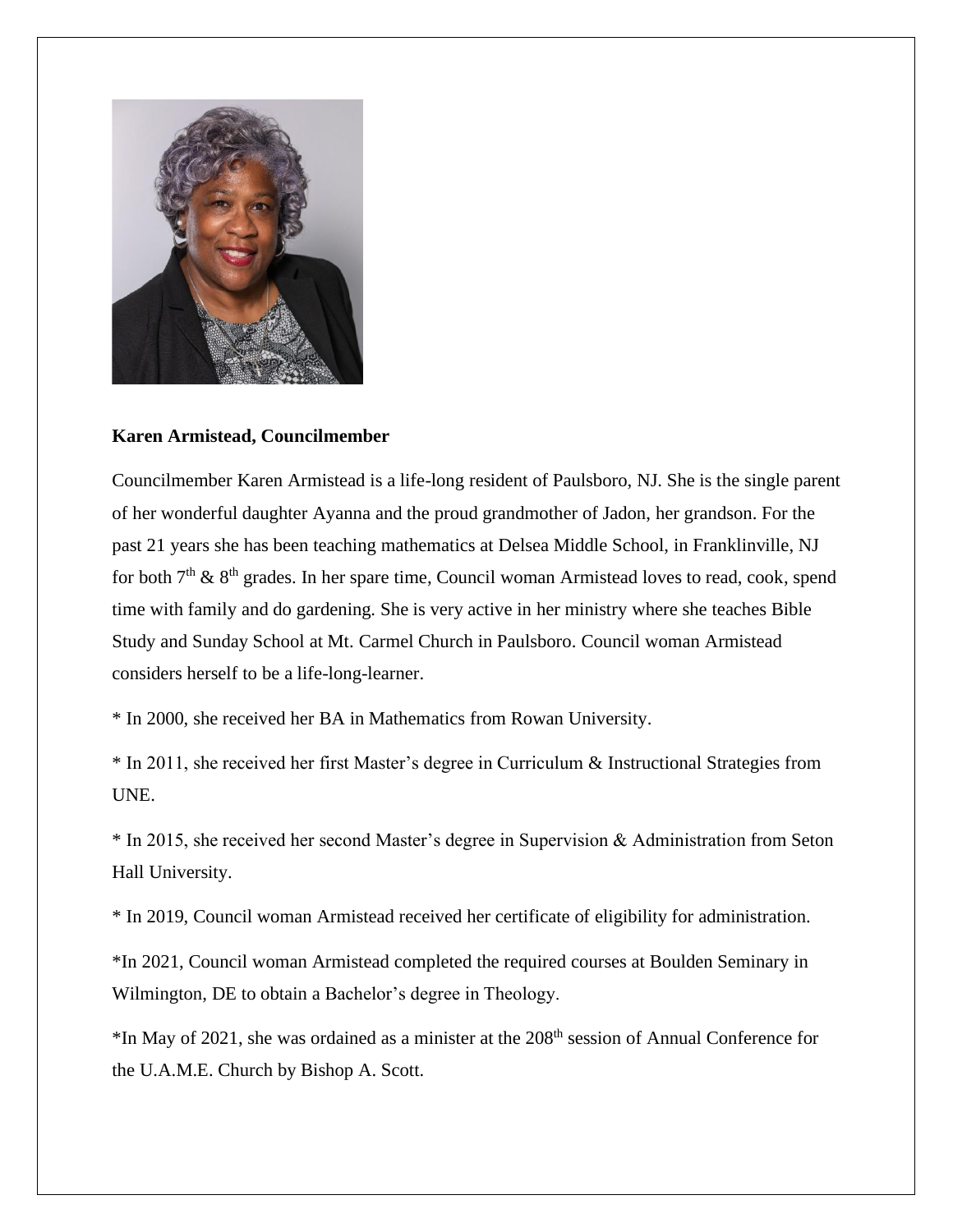**Karen Armistead, Councilmember**

Councilmember Karen Armistead is a life-long resident of Paulsboro, NJ. She is the single parent of her wonderful daughter Ayanna and the proud grandmother of Jadon, her grandson. For the past 21 years she has been teaching mathematics at Delsea Middle School, in Franklinville, NJ for both 7th & 8th grades. In her spare time, Council woman Armistead loves to read, cook, spend time with family and do gardening. She is very active in her ministry where she teaches Bible Study and Sunday School at Mt. Carmel Church in Paulsboro. Council woman Armistead considers herself to be a life-long-learner.

* In 2000, she received her BA in Mathematics from Rowan University.

* In 2011, she received her first Master's degree in Curriculum & Instructional Strategies from UNE.

* In 2015, she received her second Master's degree in Supervision & Administration from Seton Hall University.

* In 2019, Council woman Armistead received her certificate of eligibility for administration.

*In 2021, Council woman Armistead completed the required courses at Boulden Seminary in Wilmington, DE to obtain a Bachelor's degree in Theology.

*In May of 2021, she was ordained as a minister at the 208th session of Annual Conference for the U.A.M.E. Church by Bishop A. Scott.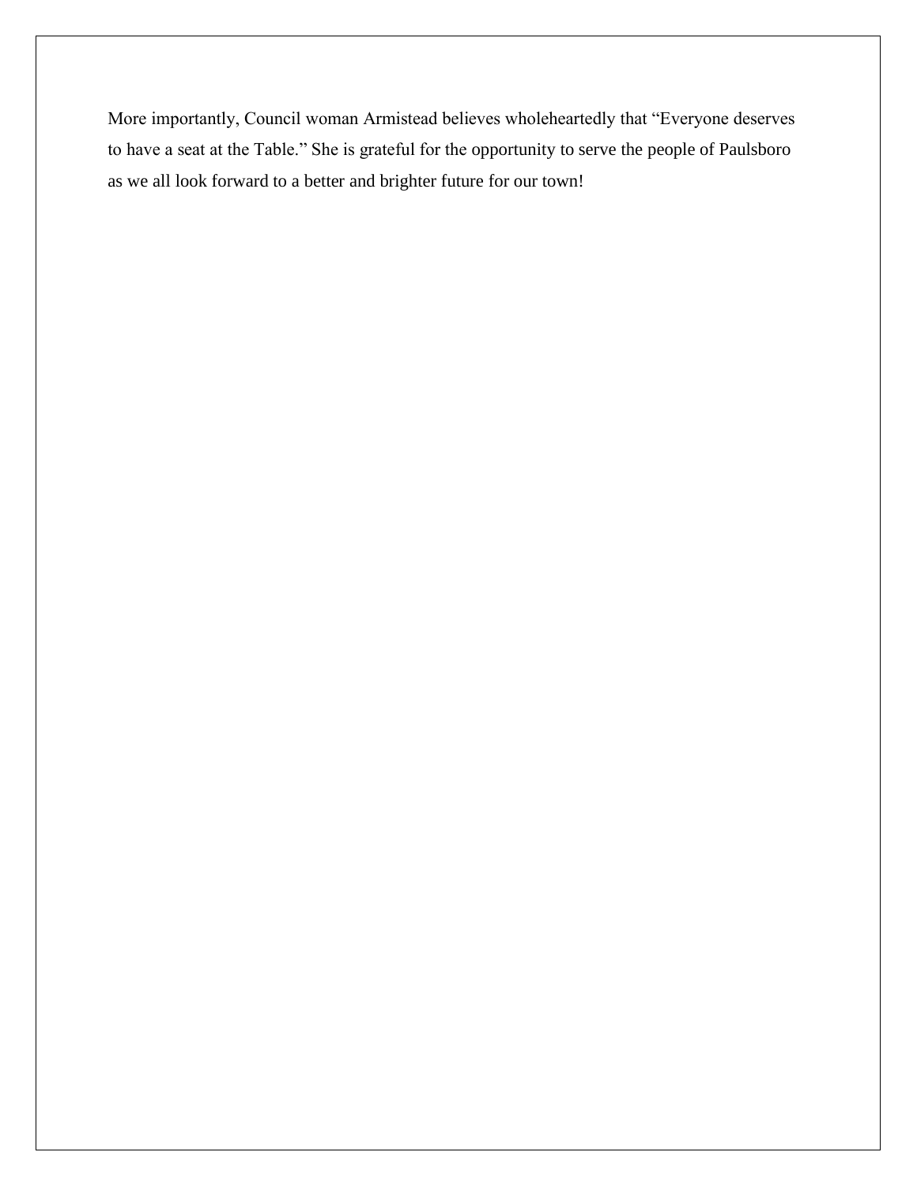More importantly, Council woman Armistead believes wholeheartedly that "Everyone deserves to have a seat at the Table." She is grateful for the opportunity to serve the people of Paulsboro as we all look forward to a better and brighter future for our town!